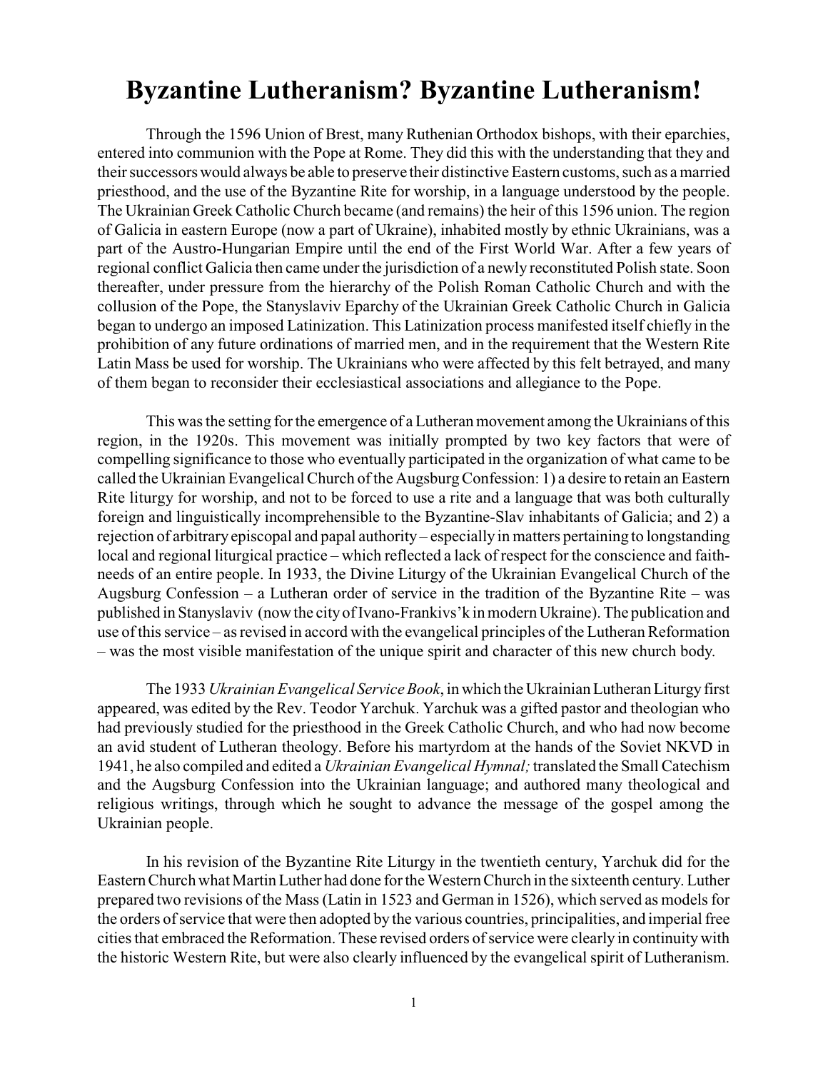# Byzantine Lutheranism? Byzantine Lutheranism!

Through the 1596 Union of Brest, many Ruthenian Orthodox bishops, with their eparchies, entered into communion with the Pope at Rome. They did this with the understanding that they and their successors would always be able to preserve their distinctive Eastern customs, such as a married priesthood, and the use of the Byzantine Rite for worship, in a language understood by the people. The Ukrainian Greek Catholic Church became (and remains) the heir of this 1596 union. The region of Galicia in eastern Europe (now a part of Ukraine), inhabited mostly by ethnic Ukrainians, was a part of the Austro-Hungarian Empire until the end of the First World War. After a few years of regional conflict Galicia then came under the jurisdiction of a newly reconstituted Polish state. Soon thereafter, under pressure from the hierarchy of the Polish Roman Catholic Church and with the collusion of the Pope, the Stanyslaviv Eparchy of the Ukrainian Greek Catholic Church in Galicia began to undergo an imposed Latinization. This Latinization process manifested itself chiefly in the prohibition of any future ordinations of married men, and in the requirement that the Western Rite Latin Mass be used for worship. The Ukrainians who were affected by this felt betrayed, and many of them began to reconsider their ecclesiastical associations and allegiance to the Pope.

This was the setting for the emergence of a Lutheran movement among the Ukrainians of this region, in the 1920s. This movement was initially prompted by two key factors that were of compelling significance to those who eventually participated in the organization of what came to be called the Ukrainian Evangelical Church of the Augsburg Confession: 1) a desire to retain an Eastern Rite liturgy for worship, and not to be forced to use a rite and a language that was both culturally foreign and linguistically incomprehensible to the Byzantine-Slav inhabitants of Galicia; and 2) a rejection of arbitrary episcopal and papal authority – especially in matters pertaining to longstanding local and regional liturgical practice – which reflected a lack of respect for the conscience and faith-needs of an entire people. In 1933, the Divine Liturgy of the Ukrainian Evangelical Church of the Augsburg Confession – a Lutheran order of service in the tradition of the Byzantine Rite – was published in Stanyslaviv (now the city of Ivano-Frankivs'k in modern Ukraine). The publication and use of this service – as revised in accord with the evangelical principles of the Lutheran Reformation – was the most visible manifestation of the unique spirit and character of this new church body.

The 1933 *Ukrainian Evangelical Service Book*, in which the Ukrainian Lutheran Liturgy first appeared, was edited by the Rev. Teodor Yarchuk. Yarchuk was a gifted pastor and theologian who had previously studied for the priesthood in the Greek Catholic Church, and who had now become an avid student of Lutheran theology. Before his martyrdom at the hands of the Soviet NKVD in 1941, he also compiled and edited a *Ukrainian Evangelical Hymnal;* translated the Small Catechism and the Augsburg Confession into the Ukrainian language; and authored many theological and religious writings, through which he sought to advance the message of the gospel among the Ukrainian people.

In his revision of the Byzantine Rite Liturgy in the twentieth century, Yarchuk did for the Eastern Church what Martin Luther had done for the Western Church in the sixteenth century. Luther prepared two revisions of the Mass (Latin in 1523 and German in 1526), which served as models for the orders of service that were then adopted by the various countries, principalities, and imperial free cities that embraced the Reformation. These revised orders of service were clearly in continuity with the historic Western Rite, but were also clearly influenced by the evangelical spirit of Lutheranism.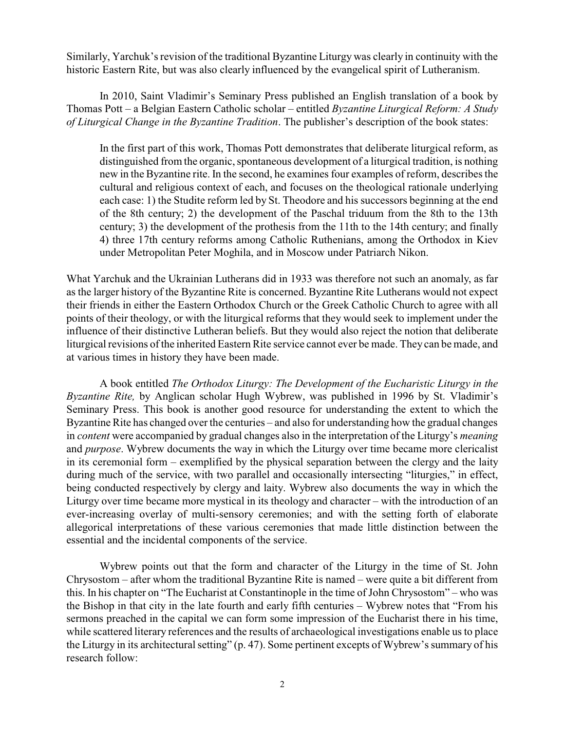Similarly, Yarchuk's revision of the traditional Byzantine Liturgy was clearly in continuity with the historic Eastern Rite, but was also clearly influenced by the evangelical spirit of Lutheranism.

In 2010, Saint Vladimir's Seminary Press published an English translation of a book by Thomas Pott – a Belgian Eastern Catholic scholar – entitled *Byzantine Liturgical Reform: A Study of Liturgical Change in the Byzantine Tradition*. The publisher's description of the book states:

> In the first part of this work, Thomas Pott demonstrates that deliberate liturgical reform, as distinguished from the organic, spontaneous development of a liturgical tradition, is nothing new in the Byzantine rite. In the second, he examines four examples of reform, describes the cultural and religious context of each, and focuses on the theological rationale underlying each case: 1) the Studite reform led by St. Theodore and his successors beginning at the end of the 8th century; 2) the development of the Paschal triduum from the 8th to the 13th century; 3) the development of the prothesis from the 11th to the 14th century; and finally 4) three 17th century reforms among Catholic Ruthenians, among the Orthodox in Kiev under Metropolitan Peter Moghila, and in Moscow under Patriarch Nikon.

What Yarchuk and the Ukrainian Lutherans did in 1933 was therefore not such an anomaly, as far as the larger history of the Byzantine Rite is concerned. Byzantine Rite Lutherans would not expect their friends in either the Eastern Orthodox Church or the Greek Catholic Church to agree with all points of their theology, or with the liturgical reforms that they would seek to implement under the influence of their distinctive Lutheran beliefs. But they would also reject the notion that deliberate liturgical revisions of the inherited Eastern Rite service cannot ever be made. They can be made, and at various times in history they have been made.

A book entitled *The Orthodox Liturgy: The Development of the Eucharistic Liturgy in the Byzantine Rite,* by Anglican scholar Hugh Wybrew, was published in 1996 by St. Vladimir's Seminary Press. This book is another good resource for understanding the extent to which the Byzantine Rite has changed over the centuries – and also for understanding how the gradual changes in *content* were accompanied by gradual changes also in the interpretation of the Liturgy's *meaning* and *purpose*. Wybrew documents the way in which the Liturgy over time became more clericalist in its ceremonial form – exemplified by the physical separation between the clergy and the laity during much of the service, with two parallel and occasionally intersecting "liturgies," in effect, being conducted respectively by clergy and laity. Wybrew also documents the way in which the Liturgy over time became more mystical in its theology and character – with the introduction of an ever-increasing overlay of multi-sensory ceremonies; and with the setting forth of elaborate allegorical interpretations of these various ceremonies that made little distinction between the essential and the incidental components of the service.

Wybrew points out that the form and character of the Liturgy in the time of St. John Chrysostom – after whom the traditional Byzantine Rite is named – were quite a bit different from this. In his chapter on "The Eucharist at Constantinople in the time of John Chrysostom" – who was the Bishop in that city in the late fourth and early fifth centuries – Wybrew notes that "From his sermons preached in the capital we can form some impression of the Eucharist there in his time, while scattered literary references and the results of archaeological investigations enable us to place the Liturgy in its architectural setting" (p. 47). Some pertinent excepts of Wybrew's summary of his research follow: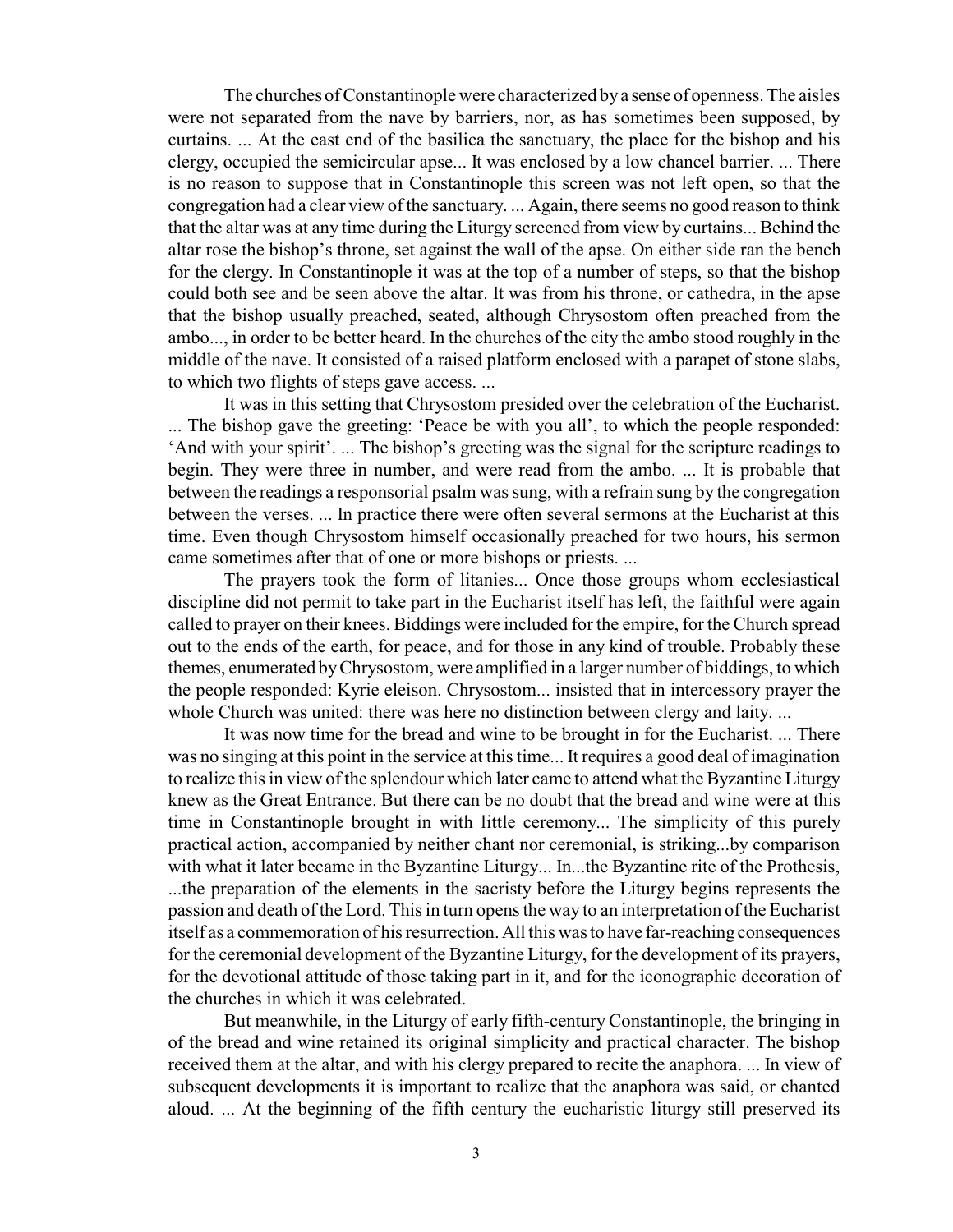The churches of Constantinople were characterized by a sense of openness. The aisles were not separated from the nave by barriers, nor, as has sometimes been supposed, by curtains. ... At the east end of the basilica the sanctuary, the place for the bishop and his clergy, occupied the semicircular apse... It was enclosed by a low chancel barrier. ... There is no reason to suppose that in Constantinople this screen was not left open, so that the congregation had a clear view of the sanctuary. ... Again, there seems no good reason to think that the altar was at any time during the Liturgy screened from view by curtains... Behind the altar rose the bishop's throne, set against the wall of the apse. On either side ran the bench for the clergy. In Constantinople it was at the top of a number of steps, so that the bishop could both see and be seen above the altar. It was from his throne, or cathedra, in the apse that the bishop usually preached, seated, although Chrysostom often preached from the ambo..., in order to be better heard. In the churches of the city the ambo stood roughly in the middle of the nave. It consisted of a raised platform enclosed with a parapet of stone slabs, to which two flights of steps gave access. ...

It was in this setting that Chrysostom presided over the celebration of the Eucharist. ... The bishop gave the greeting: 'Peace be with you all', to which the people responded: 'And with your spirit'. ... The bishop's greeting was the signal for the scripture readings to begin. They were three in number, and were read from the ambo. ... It is probable that between the readings a responsorial psalm was sung, with a refrain sung by the congregation between the verses. ... In practice there were often several sermons at the Eucharist at this time. Even though Chrysostom himself occasionally preached for two hours, his sermon came sometimes after that of one or more bishops or priests. ...

The prayers took the form of litanies... Once those groups whom ecclesiastical discipline did not permit to take part in the Eucharist itself has left, the faithful were again called to prayer on their knees. Biddings were included for the empire, for the Church spread out to the ends of the earth, for peace, and for those in any kind of trouble. Probably these themes, enumerated by Chrysostom, were amplified in a larger number of biddings, to which the people responded: Kyrie eleison. Chrysostom... insisted that in intercessory prayer the whole Church was united: there was here no distinction between clergy and laity. ...

It was now time for the bread and wine to be brought in for the Eucharist. ... There was no singing at this point in the service at this time... It requires a good deal of imagination to realize this in view of the splendour which later came to attend what the Byzantine Liturgy knew as the Great Entrance. But there can be no doubt that the bread and wine were at this time in Constantinople brought in with little ceremony... The simplicity of this purely practical action, accompanied by neither chant nor ceremonial, is striking...by comparison with what it later became in the Byzantine Liturgy... In...the Byzantine rite of the Prothesis, ...the preparation of the elements in the sacristy before the Liturgy begins represents the passion and death of the Lord. This in turn opens the way to an interpretation of the Eucharist itself as a commemoration of his resurrection. All this was to have far-reaching consequences for the ceremonial development of the Byzantine Liturgy, for the development of its prayers, for the devotional attitude of those taking part in it, and for the iconographic decoration of the churches in which it was celebrated.

But meanwhile, in the Liturgy of early fifth-century Constantinople, the bringing in of the bread and wine retained its original simplicity and practical character. The bishop received them at the altar, and with his clergy prepared to recite the anaphora. ... In view of subsequent developments it is important to realize that the anaphora was said, or chanted aloud. ... At the beginning of the fifth century the eucharistic liturgy still preserved its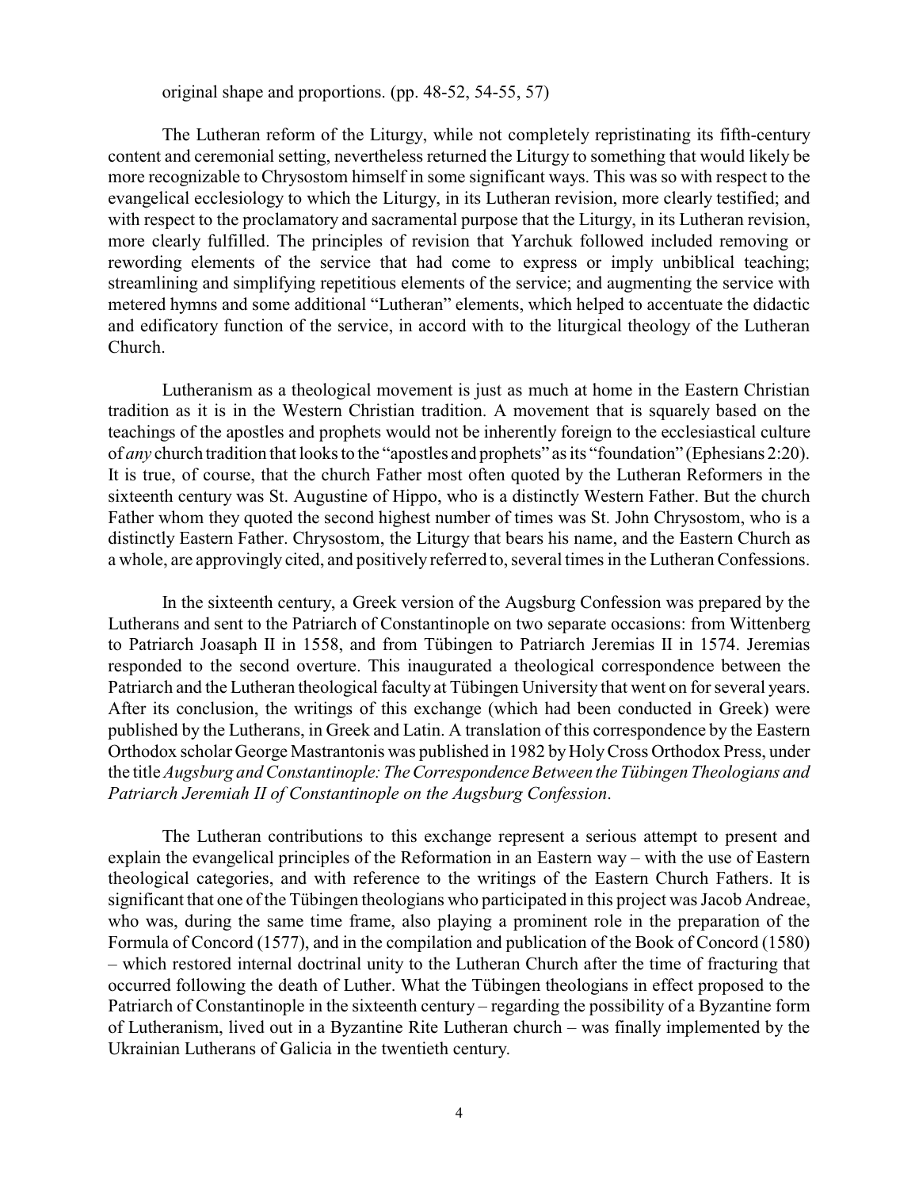original shape and proportions. (pp. 48-52, 54-55, 57)

The Lutheran reform of the Liturgy, while not completely repristinating its fifth-century content and ceremonial setting, nevertheless returned the Liturgy to something that would likely be more recognizable to Chrysostom himself in some significant ways. This was so with respect to the evangelical ecclesiology to which the Liturgy, in its Lutheran revision, more clearly testified; and with respect to the proclamatory and sacramental purpose that the Liturgy, in its Lutheran revision, more clearly fulfilled. The principles of revision that Yarchuk followed included removing or rewording elements of the service that had come to express or imply unbiblical teaching; streamlining and simplifying repetitious elements of the service; and augmenting the service with metered hymns and some additional "Lutheran" elements, which helped to accentuate the didactic and edificatory function of the service, in accord with to the liturgical theology of the Lutheran Church.

Lutheranism as a theological movement is just as much at home in the Eastern Christian tradition as it is in the Western Christian tradition. A movement that is squarely based on the teachings of the apostles and prophets would not be inherently foreign to the ecclesiastical culture of *any* church tradition that looks to the "apostles and prophets" as its "foundation" (Ephesians 2:20). It is true, of course, that the church Father most often quoted by the Lutheran Reformers in the sixteenth century was St. Augustine of Hippo, who is a distinctly Western Father. But the church Father whom they quoted the second highest number of times was St. John Chrysostom, who is a distinctly Eastern Father. Chrysostom, the Liturgy that bears his name, and the Eastern Church as a whole, are approvingly cited, and positively referred to, several times in the Lutheran Confessions.

In the sixteenth century, a Greek version of the Augsburg Confession was prepared by the Lutherans and sent to the Patriarch of Constantinople on two separate occasions: from Wittenberg to Patriarch Joasaph II in 1558, and from Tübingen to Patriarch Jeremias II in 1574. Jeremias responded to the second overture. This inaugurated a theological correspondence between the Patriarch and the Lutheran theological faculty at Tübingen University that went on for several years. After its conclusion, the writings of this exchange (which had been conducted in Greek) were published by the Lutherans, in Greek and Latin. A translation of this correspondence by the Eastern Orthodox scholar George Mastrantonis was published in 1982 by Holy Cross Orthodox Press, under the title *Augsburg and Constantinople: The Correspondence Between the Tübingen Theologians and Patriarch Jeremiah II of Constantinople on the Augsburg Confession*.

The Lutheran contributions to this exchange represent a serious attempt to present and explain the evangelical principles of the Reformation in an Eastern way – with the use of Eastern theological categories, and with reference to the writings of the Eastern Church Fathers. It is significant that one of the Tübingen theologians who participated in this project was Jacob Andreae, who was, during the same time frame, also playing a prominent role in the preparation of the Formula of Concord (1577), and in the compilation and publication of the Book of Concord (1580) – which restored internal doctrinal unity to the Lutheran Church after the time of fracturing that occurred following the death of Luther. What the Tübingen theologians in effect proposed to the Patriarch of Constantinople in the sixteenth century – regarding the possibility of a Byzantine form of Lutheranism, lived out in a Byzantine Rite Lutheran church – was finally implemented by the Ukrainian Lutherans of Galicia in the twentieth century.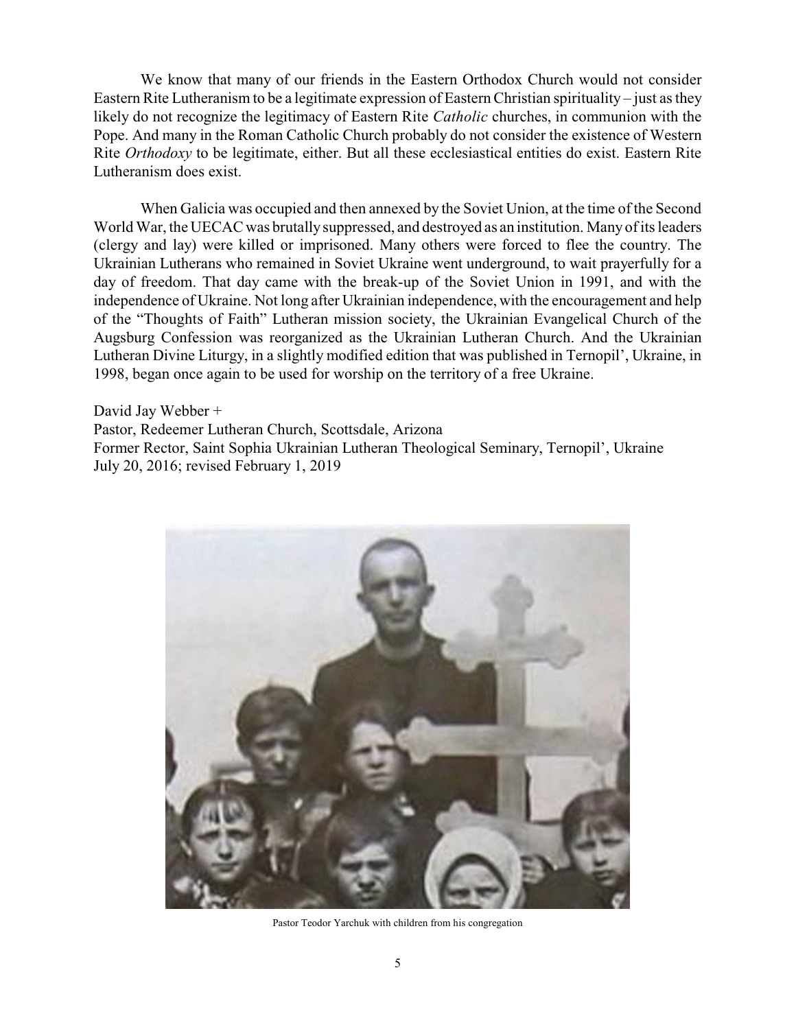We know that many of our friends in the Eastern Orthodox Church would not consider Eastern Rite Lutheranism to be a legitimate expression of Eastern Christian spirituality – just as they likely do not recognize the legitimacy of Eastern Rite *Catholic* churches, in communion with the Pope. And many in the Roman Catholic Church probably do not consider the existence of Western Rite *Orthodoxy* to be legitimate, either. But all these ecclesiastical entities do exist. Eastern Rite Lutheranism does exist.

When Galicia was occupied and then annexed by the Soviet Union, at the time of the Second World War, the UECAC was brutally suppressed, and destroyed as an institution. Many of its leaders (clergy and lay) were killed or imprisoned. Many others were forced to flee the country. The Ukrainian Lutherans who remained in Soviet Ukraine went underground, to wait prayerfully for a day of freedom. That day came with the break-up of the Soviet Union in 1991, and with the independence of Ukraine. Not long after Ukrainian independence, with the encouragement and help of the "Thoughts of Faith" Lutheran mission society, the Ukrainian Evangelical Church of the Augsburg Confession was reorganized as the Ukrainian Lutheran Church. And the Ukrainian Lutheran Divine Liturgy, in a slightly modified edition that was published in Ternopil', Ukraine, in 1998, began once again to be used for worship on the territory of a free Ukraine.

David Jay Webber +
Pastor, Redeemer Lutheran Church, Scottsdale, Arizona
Former Rector, Saint Sophia Ukrainian Lutheran Theological Seminary, Ternopil', Ukraine
July 20, 2016; revised February 1, 2019

Pastor Teodor Yarchuk with children from his congregation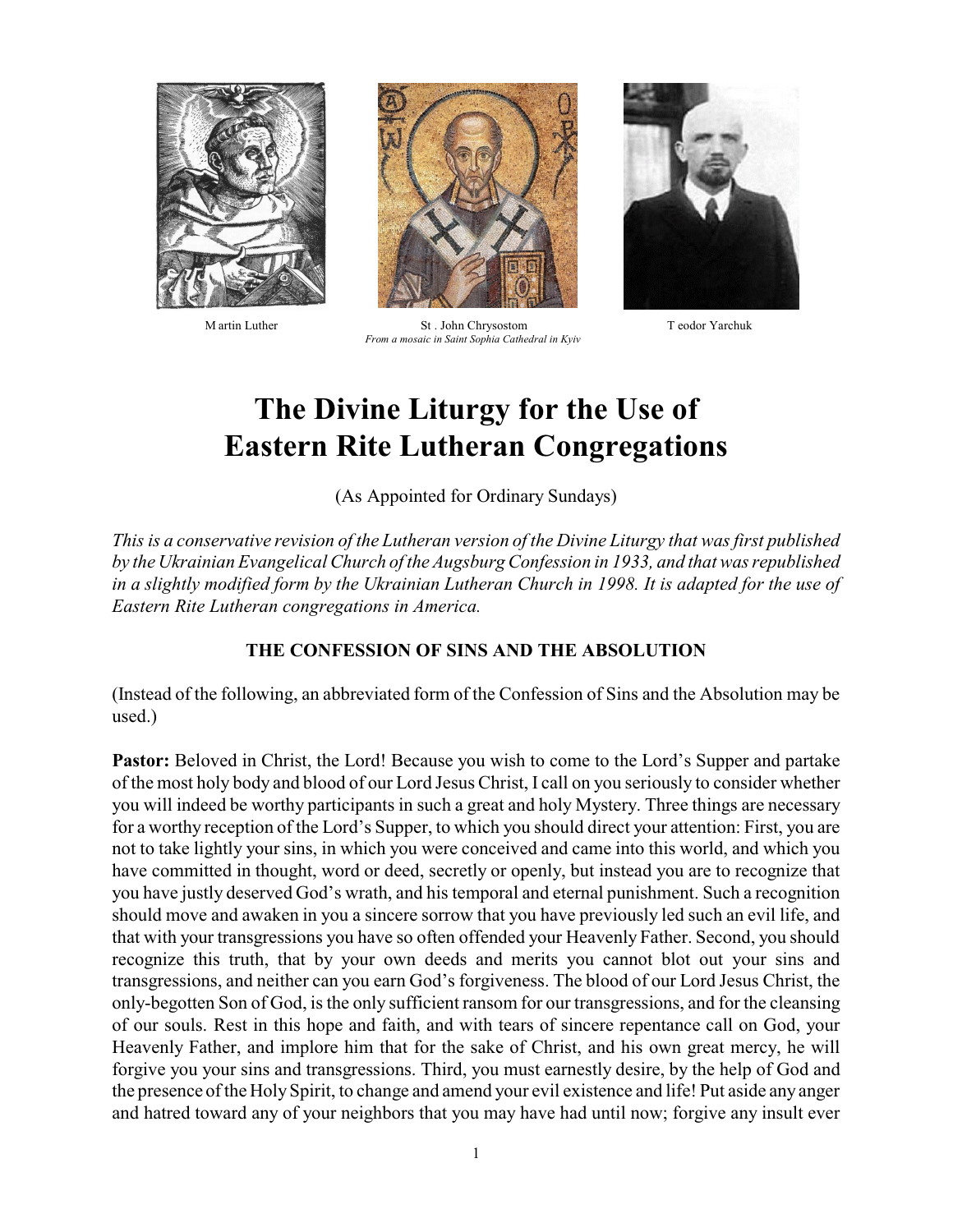Martin Luther

St. John Chrysostom
*From a mosaic in Saint Sophia Cathedral in Kyiv*

Teodor Yarchuk

# The Divine Liturgy for the Use of Eastern Rite Lutheran Congregations

(As Appointed for Ordinary Sundays)

*This is a conservative revision of the Lutheran version of the Divine Liturgy that was first published by the Ukrainian Evangelical Church of the Augsburg Confession in 1933, and that was republished in a slightly modified form by the Ukrainian Lutheran Church in 1998. It is adapted for the use of Eastern Rite Lutheran congregations in America.*

### THE CONFESSION OF SINS AND THE ABSOLUTION

(Instead of the following, an abbreviated form of the Confession of Sins and the Absolution may be used.)

**Pastor:** Beloved in Christ, the Lord! Because you wish to come to the Lord's Supper and partake of the most holy body and blood of our Lord Jesus Christ, I call on you seriously to consider whether you will indeed be worthy participants in such a great and holy Mystery. Three things are necessary for a worthy reception of the Lord's Supper, to which you should direct your attention: First, you are not to take lightly your sins, in which you were conceived and came into this world, and which you have committed in thought, word or deed, secretly or openly, but instead you are to recognize that you have justly deserved God's wrath, and his temporal and eternal punishment. Such a recognition should move and awaken in you a sincere sorrow that you have previously led such an evil life, and that with your transgressions you have so often offended your Heavenly Father. Second, you should recognize this truth, that by your own deeds and merits you cannot blot out your sins and transgressions, and neither can you earn God's forgiveness. The blood of our Lord Jesus Christ, the only-begotten Son of God, is the only sufficient ransom for our transgressions, and for the cleansing of our souls. Rest in this hope and faith, and with tears of sincere repentance call on God, your Heavenly Father, and implore him that for the sake of Christ, and his own great mercy, he will forgive you your sins and transgressions. Third, you must earnestly desire, by the help of God and the presence of the Holy Spirit, to change and amend your evil existence and life! Put aside any anger and hatred toward any of your neighbors that you may have had until now; forgive any insult ever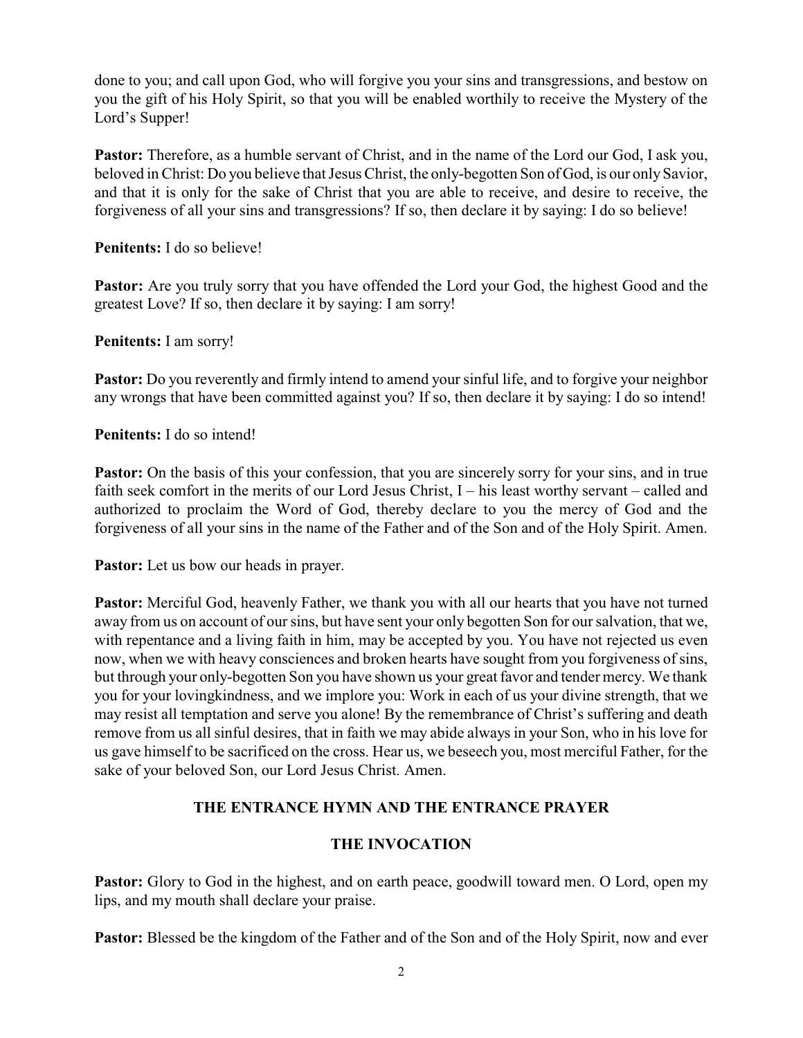done to you; and call upon God, who will forgive you your sins and transgressions, and bestow on you the gift of his Holy Spirit, so that you will be enabled worthily to receive the Mystery of the Lord's Supper!

**Pastor:** Therefore, as a humble servant of Christ, and in the name of the Lord our God, I ask you, beloved in Christ: Do you believe that Jesus Christ, the only-begotten Son of God, is our only Savior, and that it is only for the sake of Christ that you are able to receive, and desire to receive, the forgiveness of all your sins and transgressions? If so, then declare it by saying: I do so believe!

**Penitents:** I do so believe!

**Pastor:** Are you truly sorry that you have offended the Lord your God, the highest Good and the greatest Love? If so, then declare it by saying: I am sorry!

**Penitents:** I am sorry!

**Pastor:** Do you reverently and firmly intend to amend your sinful life, and to forgive your neighbor any wrongs that have been committed against you? If so, then declare it by saying: I do so intend!

**Penitents:** I do so intend!

**Pastor:** On the basis of this your confession, that you are sincerely sorry for your sins, and in true faith seek comfort in the merits of our Lord Jesus Christ, I – his least worthy servant – called and authorized to proclaim the Word of God, thereby declare to you the mercy of God and the forgiveness of all your sins in the name of the Father and of the Son and of the Holy Spirit. Amen.

**Pastor:** Let us bow our heads in prayer.

**Pastor:** Merciful God, heavenly Father, we thank you with all our hearts that you have not turned away from us on account of our sins, but have sent your only begotten Son for our salvation, that we, with repentance and a living faith in him, may be accepted by you. You have not rejected us even now, when we with heavy consciences and broken hearts have sought from you forgiveness of sins, but through your only-begotten Son you have shown us your great favor and tender mercy. We thank you for your lovingkindness, and we implore you: Work in each of us your divine strength, that we may resist all temptation and serve you alone! By the remembrance of Christ's suffering and death remove from us all sinful desires, that in faith we may abide always in your Son, who in his love for us gave himself to be sacrificed on the cross. Hear us, we beseech you, most merciful Father, for the sake of your beloved Son, our Lord Jesus Christ. Amen.

## THE ENTRANCE HYMN AND THE ENTRANCE PRAYER

## THE INVOCATION

**Pastor:** Glory to God in the highest, and on earth peace, goodwill toward men. O Lord, open my lips, and my mouth shall declare your praise.

**Pastor:** Blessed be the kingdom of the Father and of the Son and of the Holy Spirit, now and ever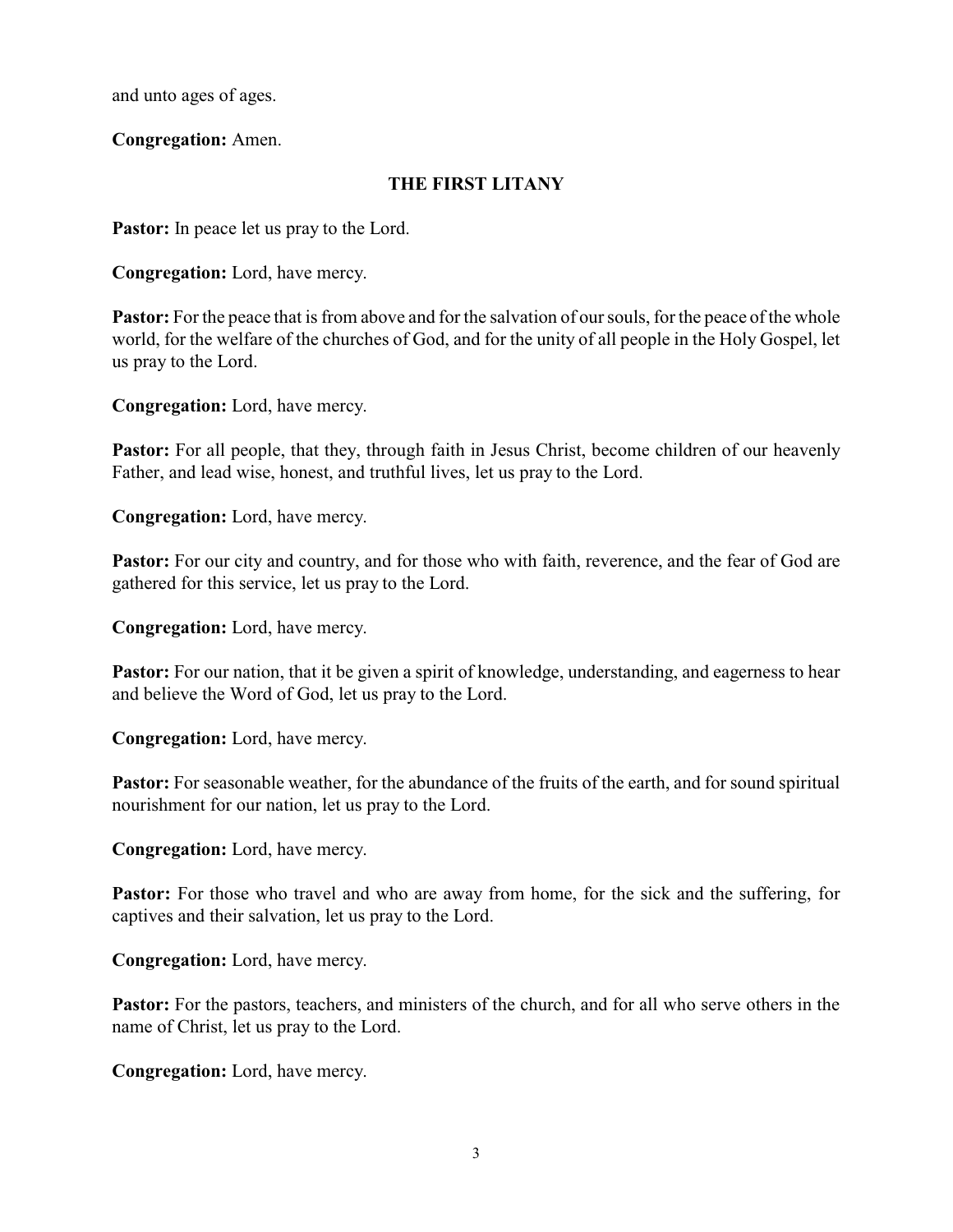and unto ages of ages.

**Congregation:** Amen.

## THE FIRST LITANY

**Pastor:** In peace let us pray to the Lord.

**Congregation:** Lord, have mercy.

**Pastor:** For the peace that is from above and for the salvation of our souls, for the peace of the whole world, for the welfare of the churches of God, and for the unity of all people in the Holy Gospel, let us pray to the Lord.

**Congregation:** Lord, have mercy.

**Pastor:** For all people, that they, through faith in Jesus Christ, become children of our heavenly Father, and lead wise, honest, and truthful lives, let us pray to the Lord.

**Congregation:** Lord, have mercy.

**Pastor:** For our city and country, and for those who with faith, reverence, and the fear of God are gathered for this service, let us pray to the Lord.

**Congregation:** Lord, have mercy.

**Pastor:** For our nation, that it be given a spirit of knowledge, understanding, and eagerness to hear and believe the Word of God, let us pray to the Lord.

**Congregation:** Lord, have mercy.

**Pastor:** For seasonable weather, for the abundance of the fruits of the earth, and for sound spiritual nourishment for our nation, let us pray to the Lord.

**Congregation:** Lord, have mercy.

**Pastor:** For those who travel and who are away from home, for the sick and the suffering, for captives and their salvation, let us pray to the Lord.

**Congregation:** Lord, have mercy.

**Pastor:** For the pastors, teachers, and ministers of the church, and for all who serve others in the name of Christ, let us pray to the Lord.

**Congregation:** Lord, have mercy.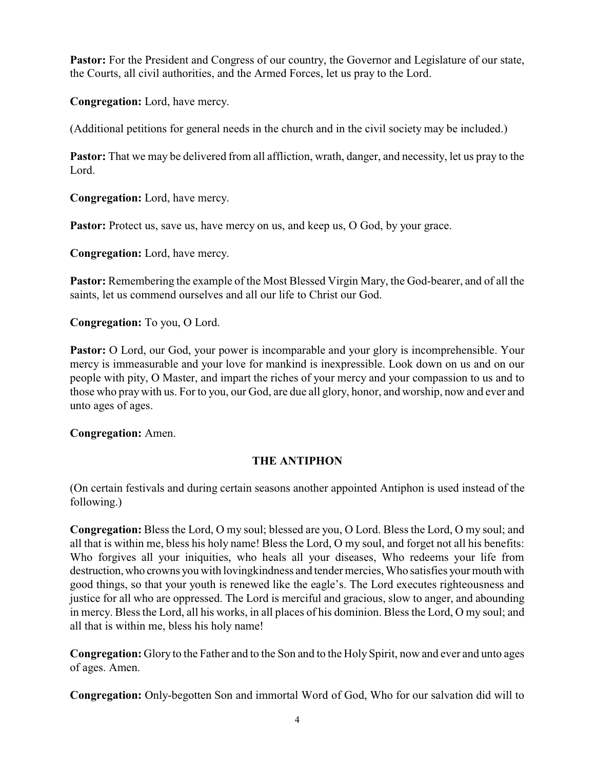**Pastor:** For the President and Congress of our country, the Governor and Legislature of our state, the Courts, all civil authorities, and the Armed Forces, let us pray to the Lord.

**Congregation:** Lord, have mercy.

(Additional petitions for general needs in the church and in the civil society may be included.)

**Pastor:** That we may be delivered from all affliction, wrath, danger, and necessity, let us pray to the Lord.

**Congregation:** Lord, have mercy.

**Pastor:** Protect us, save us, have mercy on us, and keep us, O God, by your grace.

**Congregation:** Lord, have mercy.

**Pastor:** Remembering the example of the Most Blessed Virgin Mary, the God-bearer, and of all the saints, let us commend ourselves and all our life to Christ our God.

**Congregation:** To you, O Lord.

**Pastor:** O Lord, our God, your power is incomparable and your glory is incomprehensible. Your mercy is immeasurable and your love for mankind is inexpressible. Look down on us and on our people with pity, O Master, and impart the riches of your mercy and your compassion to us and to those who pray with us. For to you, our God, are due all glory, honor, and worship, now and ever and unto ages of ages.

**Congregation:** Amen.

## THE ANTIPHON

(On certain festivals and during certain seasons another appointed Antiphon is used instead of the following.)

**Congregation:** Bless the Lord, O my soul; blessed are you, O Lord. Bless the Lord, O my soul; and all that is within me, bless his holy name! Bless the Lord, O my soul, and forget not all his benefits: Who forgives all your iniquities, who heals all your diseases, Who redeems your life from destruction, who crowns you with lovingkindness and tender mercies, Who satisfies your mouth with good things, so that your youth is renewed like the eagle's. The Lord executes righteousness and justice for all who are oppressed. The Lord is merciful and gracious, slow to anger, and abounding in mercy. Bless the Lord, all his works, in all places of his dominion. Bless the Lord, O my soul; and all that is within me, bless his holy name!

**Congregation:** Glory to the Father and to the Son and to the Holy Spirit, now and ever and unto ages of ages. Amen.

**Congregation:** Only-begotten Son and immortal Word of God, Who for our salvation did will to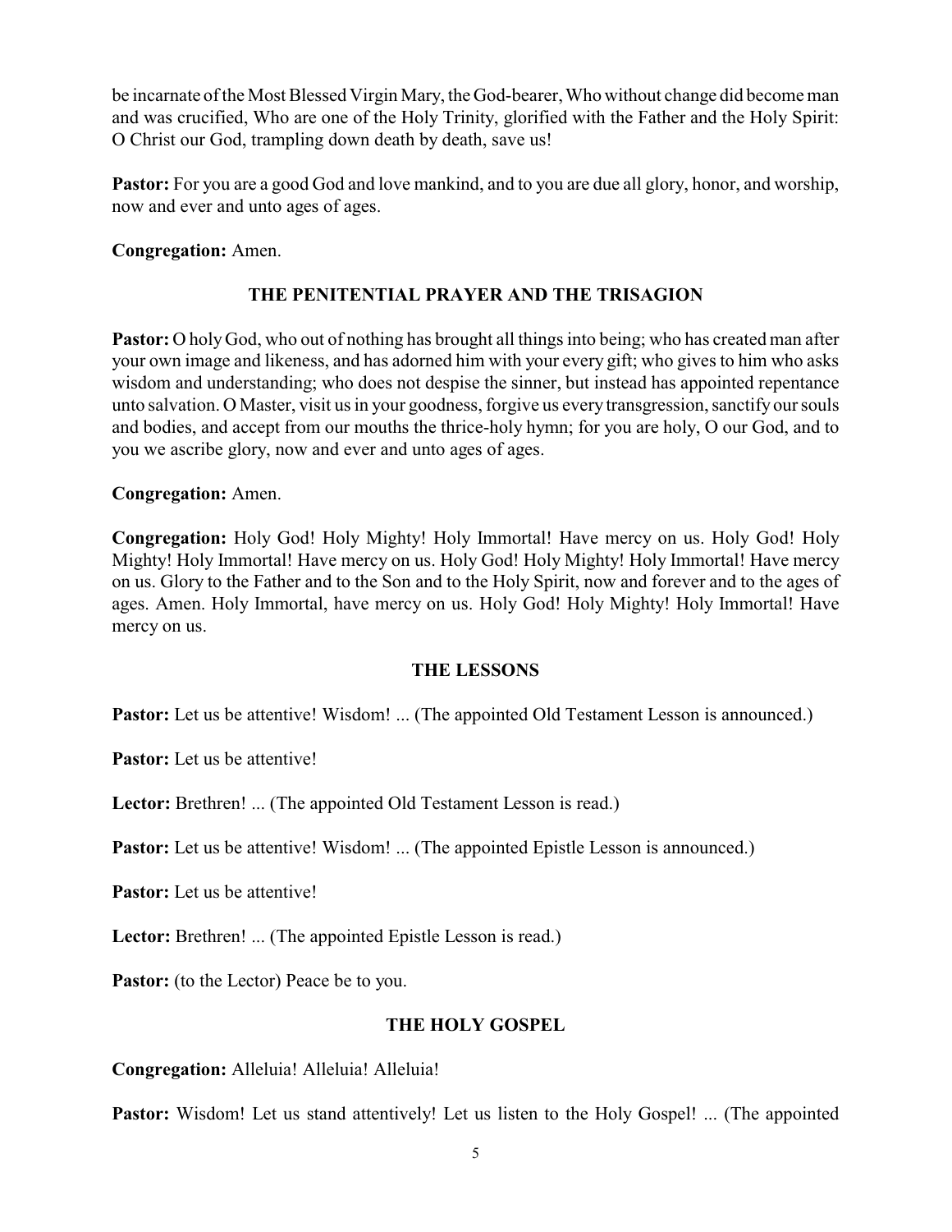be incarnate of the Most Blessed Virgin Mary, the God-bearer, Who without change did become man and was crucified, Who are one of the Holy Trinity, glorified with the Father and the Holy Spirit: O Christ our God, trampling down death by death, save us!

**Pastor:** For you are a good God and love mankind, and to you are due all glory, honor, and worship, now and ever and unto ages of ages.

**Congregation:** Amen.

### THE PENITENTIAL PRAYER AND THE TRISAGION

**Pastor:** O holy God, who out of nothing has brought all things into being; who has created man after your own image and likeness, and has adorned him with your every gift; who gives to him who asks wisdom and understanding; who does not despise the sinner, but instead has appointed repentance unto salvation. O Master, visit us in your goodness, forgive us every transgression, sanctify our souls and bodies, and accept from our mouths the thrice-holy hymn; for you are holy, O our God, and to you we ascribe glory, now and ever and unto ages of ages.

**Congregation:** Amen.

**Congregation:** Holy God! Holy Mighty! Holy Immortal! Have mercy on us. Holy God! Holy Mighty! Holy Immortal! Have mercy on us. Holy God! Holy Mighty! Holy Immortal! Have mercy on us. Glory to the Father and to the Son and to the Holy Spirit, now and forever and to the ages of ages. Amen. Holy Immortal, have mercy on us. Holy God! Holy Mighty! Holy Immortal! Have mercy on us.

### THE LESSONS

**Pastor:** Let us be attentive! Wisdom! ... (The appointed Old Testament Lesson is announced.)

**Pastor:** Let us be attentive!

**Lector:** Brethren! ... (The appointed Old Testament Lesson is read.)

**Pastor:** Let us be attentive! Wisdom! ... (The appointed Epistle Lesson is announced.)

**Pastor:** Let us be attentive!

**Lector:** Brethren! ... (The appointed Epistle Lesson is read.)

**Pastor:** (to the Lector) Peace be to you.

### THE HOLY GOSPEL

**Congregation:** Alleluia! Alleluia! Alleluia!

**Pastor:** Wisdom! Let us stand attentively! Let us listen to the Holy Gospel! ... (The appointed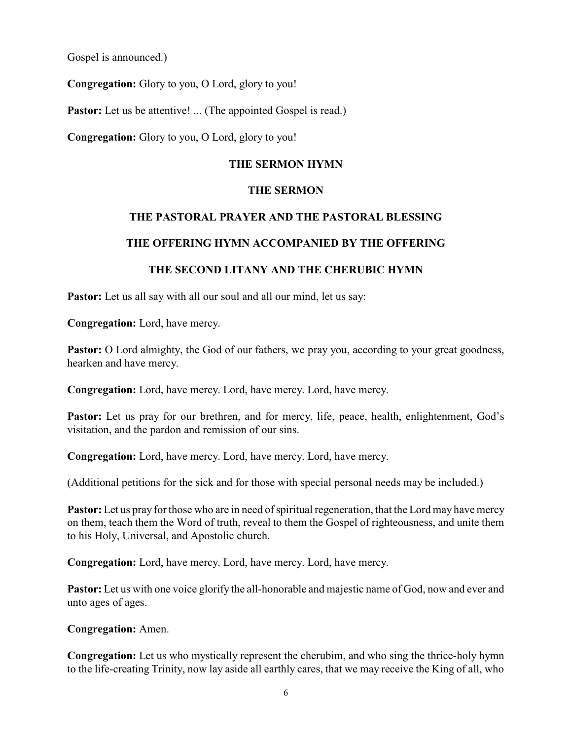Gospel is announced.)

**Congregation:** Glory to you, O Lord, glory to you!

**Pastor:** Let us be attentive! ... (The appointed Gospel is read.)

**Congregation:** Glory to you, O Lord, glory to you!

## THE SERMON HYMN

## THE SERMON

## THE PASTORAL PRAYER AND THE PASTORAL BLESSING

## THE OFFERING HYMN ACCOMPANIED BY THE OFFERING

## THE SECOND LITANY AND THE CHERUBIC HYMN

**Pastor:** Let us all say with all our soul and all our mind, let us say:

**Congregation:** Lord, have mercy.

**Pastor:** O Lord almighty, the God of our fathers, we pray you, according to your great goodness, hearken and have mercy.

**Congregation:** Lord, have mercy. Lord, have mercy. Lord, have mercy.

**Pastor:** Let us pray for our brethren, and for mercy, life, peace, health, enlightenment, God's visitation, and the pardon and remission of our sins.

**Congregation:** Lord, have mercy. Lord, have mercy. Lord, have mercy.

(Additional petitions for the sick and for those with special personal needs may be included.)

**Pastor:** Let us pray for those who are in need of spiritual regeneration, that the Lord may have mercy on them, teach them the Word of truth, reveal to them the Gospel of righteousness, and unite them to his Holy, Universal, and Apostolic church.

**Congregation:** Lord, have mercy. Lord, have mercy. Lord, have mercy.

**Pastor:** Let us with one voice glorify the all-honorable and majestic name of God, now and ever and unto ages of ages.

**Congregation:** Amen.

**Congregation:** Let us who mystically represent the cherubim, and who sing the thrice-holy hymn to the life-creating Trinity, now lay aside all earthly cares, that we may receive the King of all, who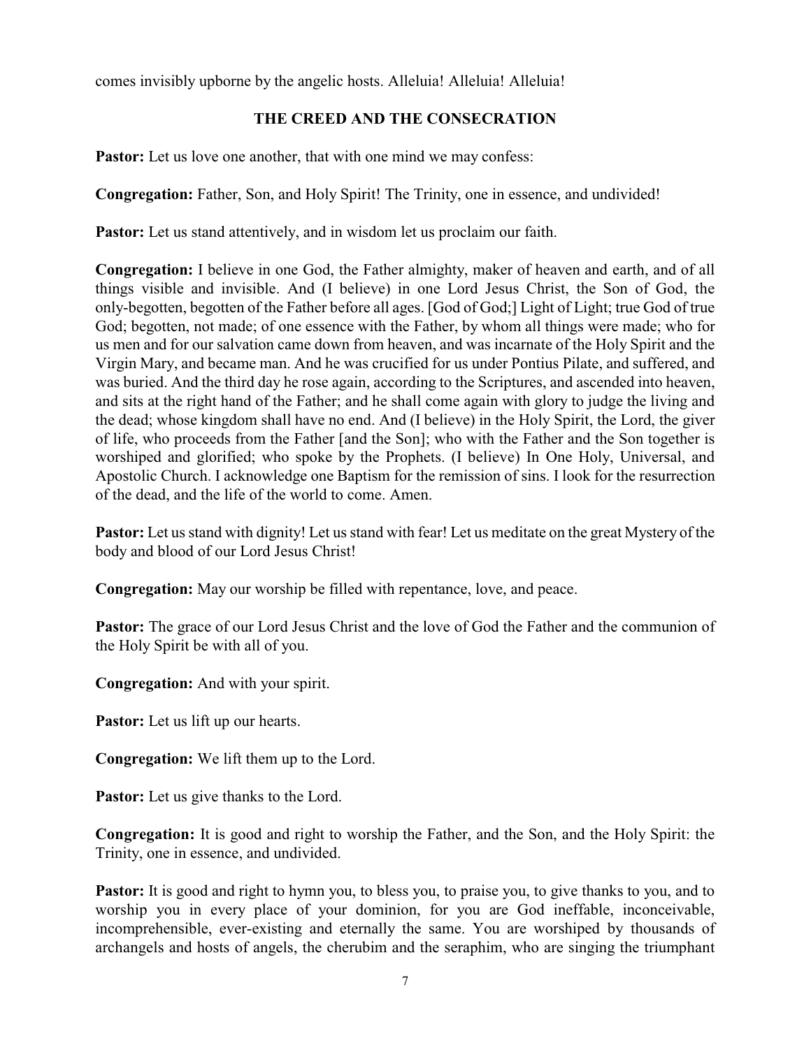comes invisibly upborne by the angelic hosts. Alleluia! Alleluia! Alleluia!

## THE CREED AND THE CONSECRATION

**Pastor:** Let us love one another, that with one mind we may confess:

**Congregation:** Father, Son, and Holy Spirit! The Trinity, one in essence, and undivided!

**Pastor:** Let us stand attentively, and in wisdom let us proclaim our faith.

**Congregation:** I believe in one God, the Father almighty, maker of heaven and earth, and of all things visible and invisible. And (I believe) in one Lord Jesus Christ, the Son of God, the only-begotten, begotten of the Father before all ages. [God of God;] Light of Light; true God of true God; begotten, not made; of one essence with the Father, by whom all things were made; who for us men and for our salvation came down from heaven, and was incarnate of the Holy Spirit and the Virgin Mary, and became man. And he was crucified for us under Pontius Pilate, and suffered, and was buried. And the third day he rose again, according to the Scriptures, and ascended into heaven, and sits at the right hand of the Father; and he shall come again with glory to judge the living and the dead; whose kingdom shall have no end. And (I believe) in the Holy Spirit, the Lord, the giver of life, who proceeds from the Father [and the Son]; who with the Father and the Son together is worshiped and glorified; who spoke by the Prophets. (I believe) In One Holy, Universal, and Apostolic Church. I acknowledge one Baptism for the remission of sins. I look for the resurrection of the dead, and the life of the world to come. Amen.

**Pastor:** Let us stand with dignity! Let us stand with fear! Let us meditate on the great Mystery of the body and blood of our Lord Jesus Christ!

**Congregation:** May our worship be filled with repentance, love, and peace.

**Pastor:** The grace of our Lord Jesus Christ and the love of God the Father and the communion of the Holy Spirit be with all of you.

**Congregation:** And with your spirit.

**Pastor:** Let us lift up our hearts.

**Congregation:** We lift them up to the Lord.

**Pastor:** Let us give thanks to the Lord.

**Congregation:** It is good and right to worship the Father, and the Son, and the Holy Spirit: the Trinity, one in essence, and undivided.

**Pastor:** It is good and right to hymn you, to bless you, to praise you, to give thanks to you, and to worship you in every place of your dominion, for you are God ineffable, inconceivable, incomprehensible, ever-existing and eternally the same. You are worshiped by thousands of archangels and hosts of angels, the cherubim and the seraphim, who are singing the triumphant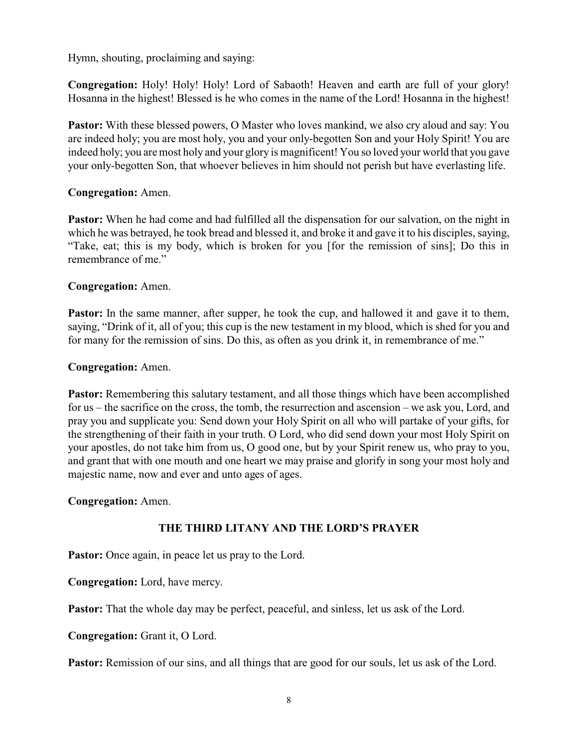Hymn, shouting, proclaiming and saying:

**Congregation:** Holy! Holy! Holy! Lord of Sabaoth! Heaven and earth are full of your glory! Hosanna in the highest! Blessed is he who comes in the name of the Lord! Hosanna in the highest!

**Pastor:** With these blessed powers, O Master who loves mankind, we also cry aloud and say: You are indeed holy; you are most holy, you and your only-begotten Son and your Holy Spirit! You are indeed holy; you are most holy and your glory is magnificent! You so loved your world that you gave your only-begotten Son, that whoever believes in him should not perish but have everlasting life.

**Congregation:** Amen.

**Pastor:** When he had come and had fulfilled all the dispensation for our salvation, on the night in which he was betrayed, he took bread and blessed it, and broke it and gave it to his disciples, saying, "Take, eat; this is my body, which is broken for you [for the remission of sins]; Do this in remembrance of me."

**Congregation:** Amen.

**Pastor:** In the same manner, after supper, he took the cup, and hallowed it and gave it to them, saying, "Drink of it, all of you; this cup is the new testament in my blood, which is shed for you and for many for the remission of sins. Do this, as often as you drink it, in remembrance of me."

**Congregation:** Amen.

**Pastor:** Remembering this salutary testament, and all those things which have been accomplished for us – the sacrifice on the cross, the tomb, the resurrection and ascension – we ask you, Lord, and pray you and supplicate you: Send down your Holy Spirit on all who will partake of your gifts, for the strengthening of their faith in your truth. O Lord, who did send down your most Holy Spirit on your apostles, do not take him from us, O good one, but by your Spirit renew us, who pray to you, and grant that with one mouth and one heart we may praise and glorify in song your most holy and majestic name, now and ever and unto ages of ages.

**Congregation:** Amen.

## THE THIRD LITANY AND THE LORD'S PRAYER

**Pastor:** Once again, in peace let us pray to the Lord.

**Congregation:** Lord, have mercy.

**Pastor:** That the whole day may be perfect, peaceful, and sinless, let us ask of the Lord.

**Congregation:** Grant it, O Lord.

**Pastor:** Remission of our sins, and all things that are good for our souls, let us ask of the Lord.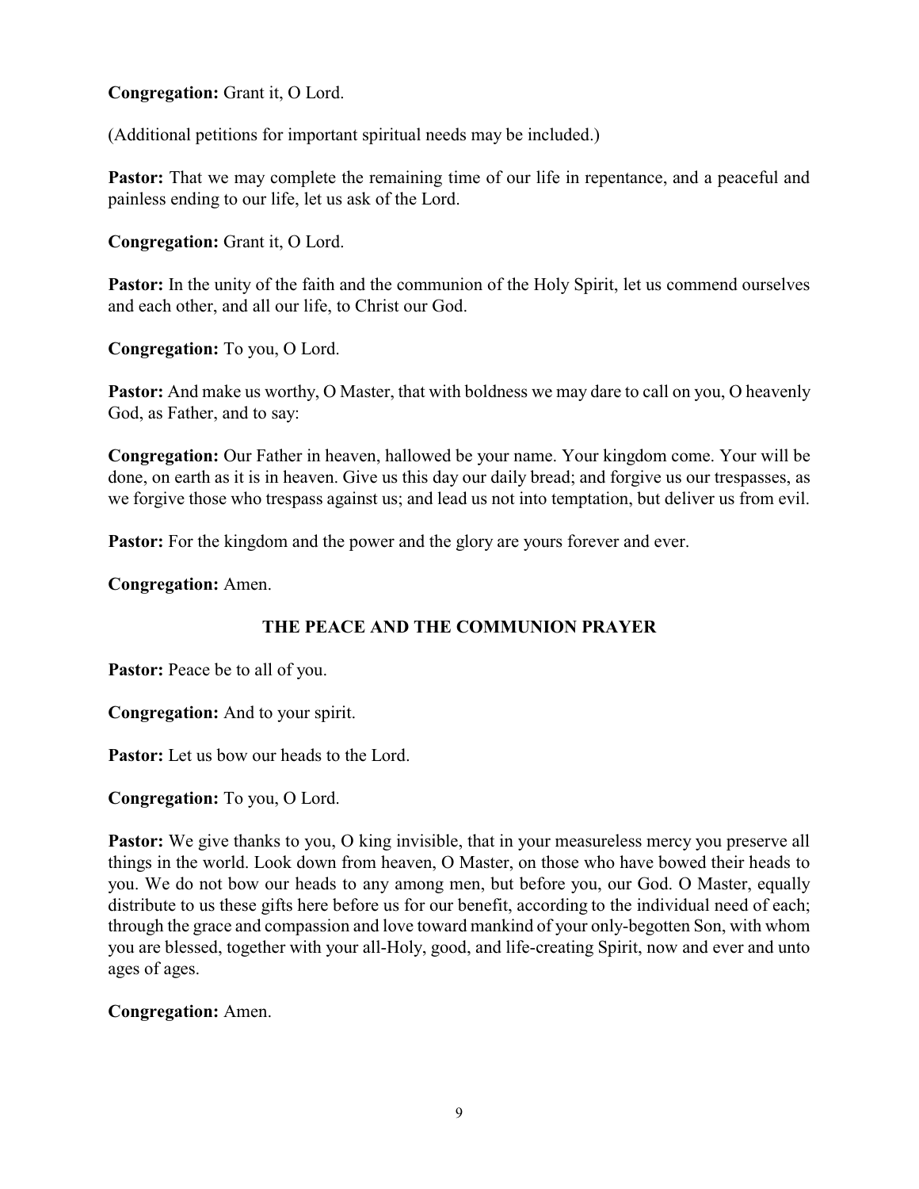**Congregation:** Grant it, O Lord.

(Additional petitions for important spiritual needs may be included.)

**Pastor:** That we may complete the remaining time of our life in repentance, and a peaceful and painless ending to our life, let us ask of the Lord.

**Congregation:** Grant it, O Lord.

**Pastor:** In the unity of the faith and the communion of the Holy Spirit, let us commend ourselves and each other, and all our life, to Christ our God.

**Congregation:** To you, O Lord.

**Pastor:** And make us worthy, O Master, that with boldness we may dare to call on you, O heavenly God, as Father, and to say:

**Congregation:** Our Father in heaven, hallowed be your name. Your kingdom come. Your will be done, on earth as it is in heaven. Give us this day our daily bread; and forgive us our trespasses, as we forgive those who trespass against us; and lead us not into temptation, but deliver us from evil.

**Pastor:** For the kingdom and the power and the glory are yours forever and ever.

**Congregation:** Amen.

## THE PEACE AND THE COMMUNION PRAYER

**Pastor:** Peace be to all of you.

**Congregation:** And to your spirit.

**Pastor:** Let us bow our heads to the Lord.

**Congregation:** To you, O Lord.

**Pastor:** We give thanks to you, O king invisible, that in your measureless mercy you preserve all things in the world. Look down from heaven, O Master, on those who have bowed their heads to you. We do not bow our heads to any among men, but before you, our God. O Master, equally distribute to us these gifts here before us for our benefit, according to the individual need of each; through the grace and compassion and love toward mankind of your only-begotten Son, with whom you are blessed, together with your all-Holy, good, and life-creating Spirit, now and ever and unto ages of ages.

**Congregation:** Amen.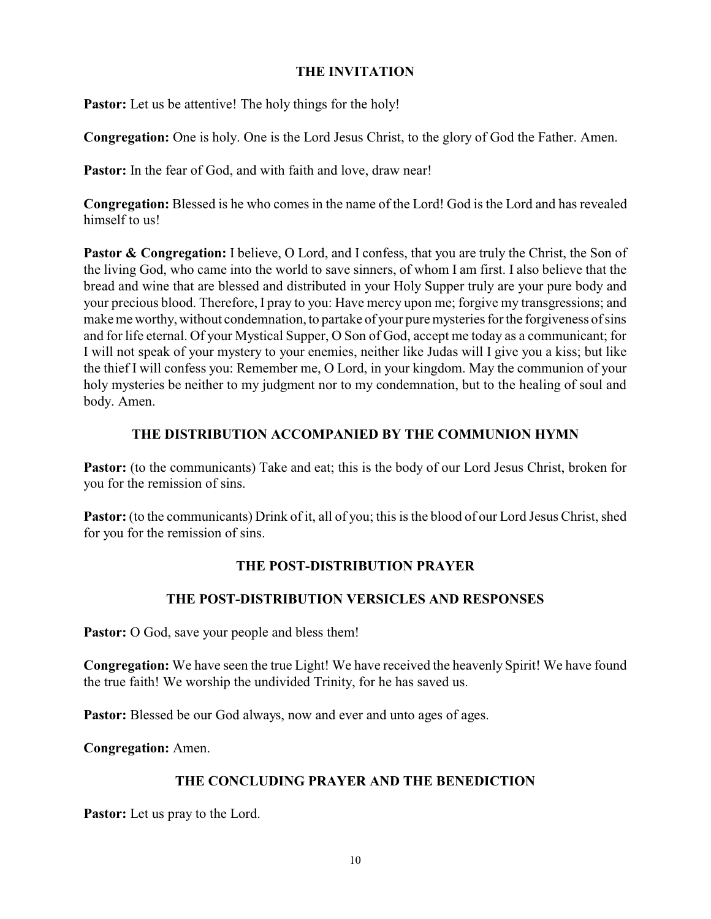## THE INVITATION

**Pastor:** Let us be attentive! The holy things for the holy!

**Congregation:** One is holy. One is the Lord Jesus Christ, to the glory of God the Father. Amen.

**Pastor:** In the fear of God, and with faith and love, draw near!

**Congregation:** Blessed is he who comes in the name of the Lord! God is the Lord and has revealed himself to us!

**Pastor & Congregation:** I believe, O Lord, and I confess, that you are truly the Christ, the Son of the living God, who came into the world to save sinners, of whom I am first. I also believe that the bread and wine that are blessed and distributed in your Holy Supper truly are your pure body and your precious blood. Therefore, I pray to you: Have mercy upon me; forgive my transgressions; and make me worthy, without condemnation, to partake of your pure mysteries for the forgiveness of sins and for life eternal. Of your Mystical Supper, O Son of God, accept me today as a communicant; for I will not speak of your mystery to your enemies, neither like Judas will I give you a kiss; but like the thief I will confess you: Remember me, O Lord, in your kingdom. May the communion of your holy mysteries be neither to my judgment nor to my condemnation, but to the healing of soul and body. Amen.

## THE DISTRIBUTION ACCOMPANIED BY THE COMMUNION HYMN

**Pastor:** (to the communicants) Take and eat; this is the body of our Lord Jesus Christ, broken for you for the remission of sins.

**Pastor:** (to the communicants) Drink of it, all of you; this is the blood of our Lord Jesus Christ, shed for you for the remission of sins.

## THE POST-DISTRIBUTION PRAYER

## THE POST-DISTRIBUTION VERSICLES AND RESPONSES

**Pastor:** O God, save your people and bless them!

**Congregation:** We have seen the true Light! We have received the heavenly Spirit! We have found the true faith! We worship the undivided Trinity, for he has saved us.

**Pastor:** Blessed be our God always, now and ever and unto ages of ages.

**Congregation:** Amen.

## THE CONCLUDING PRAYER AND THE BENEDICTION

**Pastor:** Let us pray to the Lord.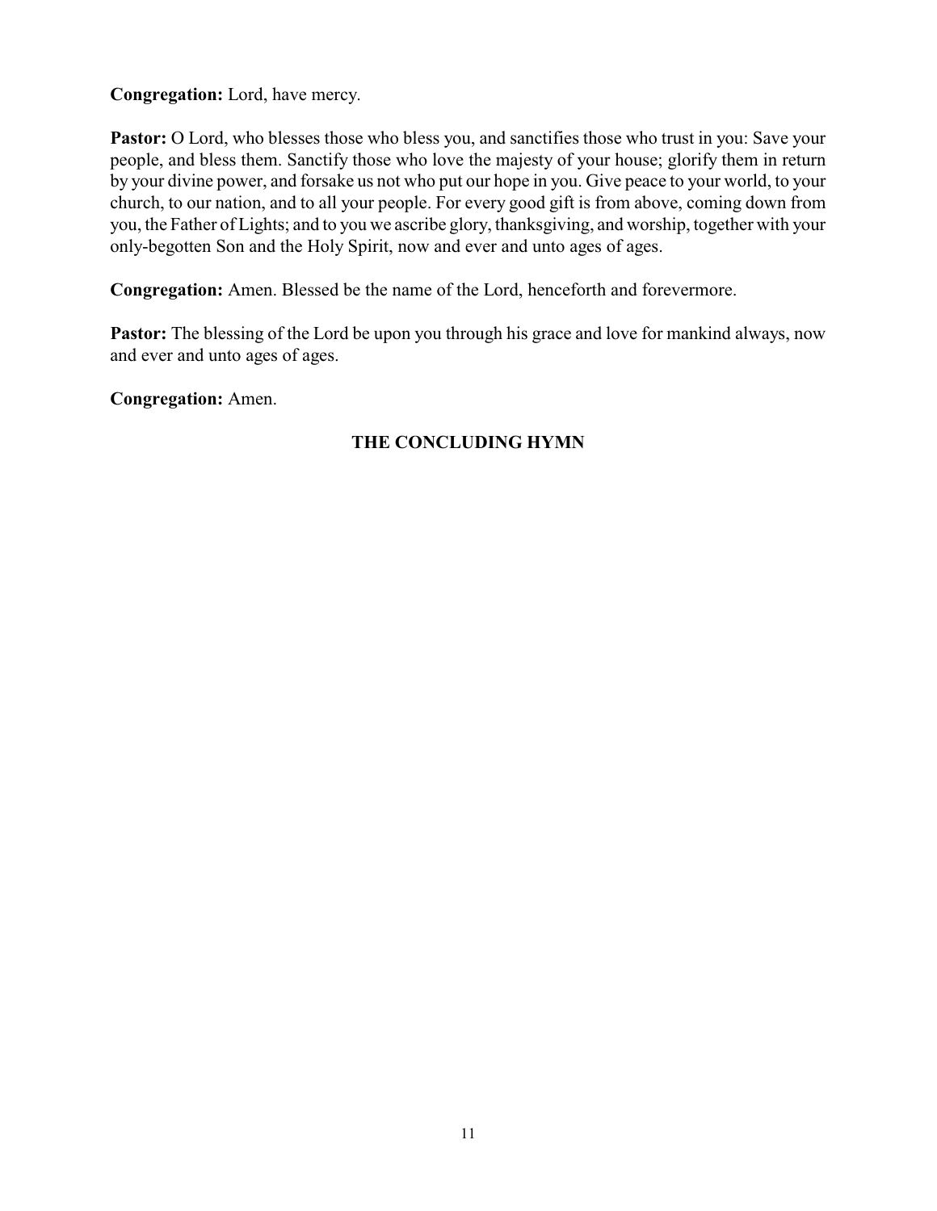**Congregation:** Lord, have mercy.

**Pastor:** O Lord, who blesses those who bless you, and sanctifies those who trust in you: Save your people, and bless them. Sanctify those who love the majesty of your house; glorify them in return by your divine power, and forsake us not who put our hope in you. Give peace to your world, to your church, to our nation, and to all your people. For every good gift is from above, coming down from you, the Father of Lights; and to you we ascribe glory, thanksgiving, and worship, together with your only-begotten Son and the Holy Spirit, now and ever and unto ages of ages.

**Congregation:** Amen. Blessed be the name of the Lord, henceforth and forevermore.

**Pastor:** The blessing of the Lord be upon you through his grace and love for mankind always, now and ever and unto ages of ages.

**Congregation:** Amen.

## THE CONCLUDING HYMN